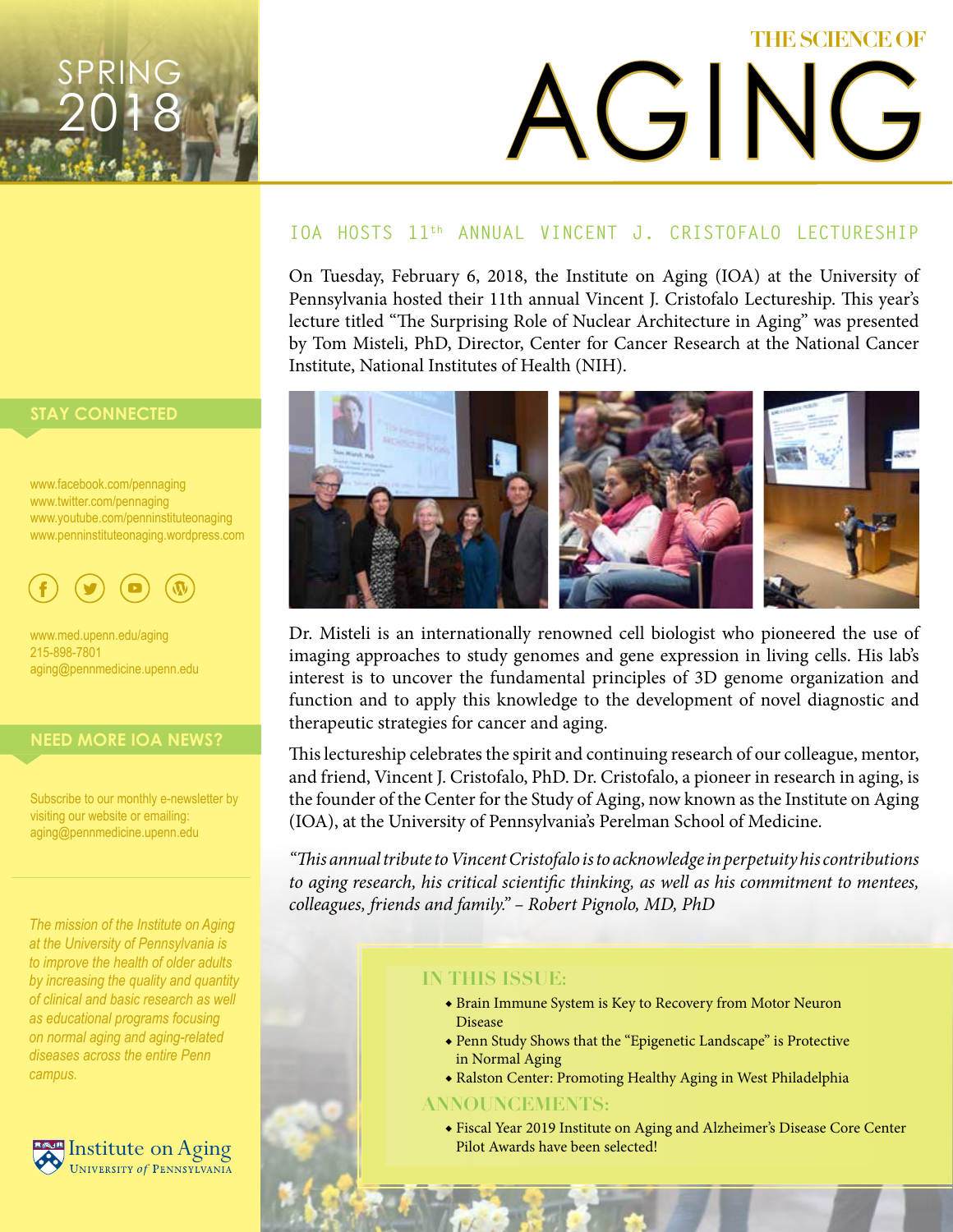SPRING 2018

# THE SCIENCE OF AGING

## IOA HOSTS 11th ANNUAL VINCENT J. CRISTOFALO LECTURESHIP

On Tuesday, February 6, 2018, the Institute on Aging (IOA) at the University of Pennsylvania hosted their 11th annual Vincent J. Cristofalo Lectureship. This year's lecture titled "The Surprising Role of Nuclear Architecture in Aging" was presented by Tom Misteli, PhD, Director, Center for Cancer Research at the National Cancer Institute, National Institutes of Health (NIH).

Dr. Misteli is an internationally renowned cell biologist who pioneered the use of imaging approaches to study genomes and gene expression in living cells. His lab's interest is to uncover the fundamental principles of 3D genome organization and function and to apply this knowledge to the development of novel diagnostic and therapeutic strategies for cancer and aging.

This lectureship celebrates the spirit and continuing research of our colleague, mentor, and friend, Vincent J. Cristofalo, PhD. Dr. Cristofalo, a pioneer in research in aging, is the founder of the Center for the Study of Aging, now known as the Institute on Aging (IOA), at the University of Pennsylvania's Perelman School of Medicine.

*"This annual tribute to Vincent Cristofalo is to acknowledge in perpetuity his contributions to aging research, his critical scientific thinking, as well as his commitment to mentees, colleagues, friends and family." – Robert Pignolo, MD, PhD*

### IN THIS ISSUE:

- Brain Immune System is Key to Recovery from Motor Neuron Disease
- Penn Study Shows that the "Epigenetic Landscape" is Protective in Normal Aging
- Ralston Center: Promoting Healthy Aging in West Philadelphia

### ANNOUNCEMENTS:

- Fiscal Year 2019 Institute on Aging and Alzheimer's Disease Core Center Pilot Awards have been selected!

### STAY CONNECTED

www.facebook.com/pennaging
www.twitter.com/pennaging
www.youtube.com/penninstituteonaging
www.penninstituteonaging.wordpress.com

www.med.upenn.edu/aging
215-898-7801
aging@pennmedicine.upenn.edu

### NEED MORE IOA NEWS?

Subscribe to our monthly e-newsletter by visiting our website or emailing: aging@pennmedicine.upenn.edu

*The mission of the Institute on Aging at the University of Pennsylvania is to improve the health of older adults by increasing the quality and quantity of clinical and basic research as well as educational programs focusing on normal aging and aging-related diseases across the entire Penn campus.*

Institute on Aging
University of Pennsylvania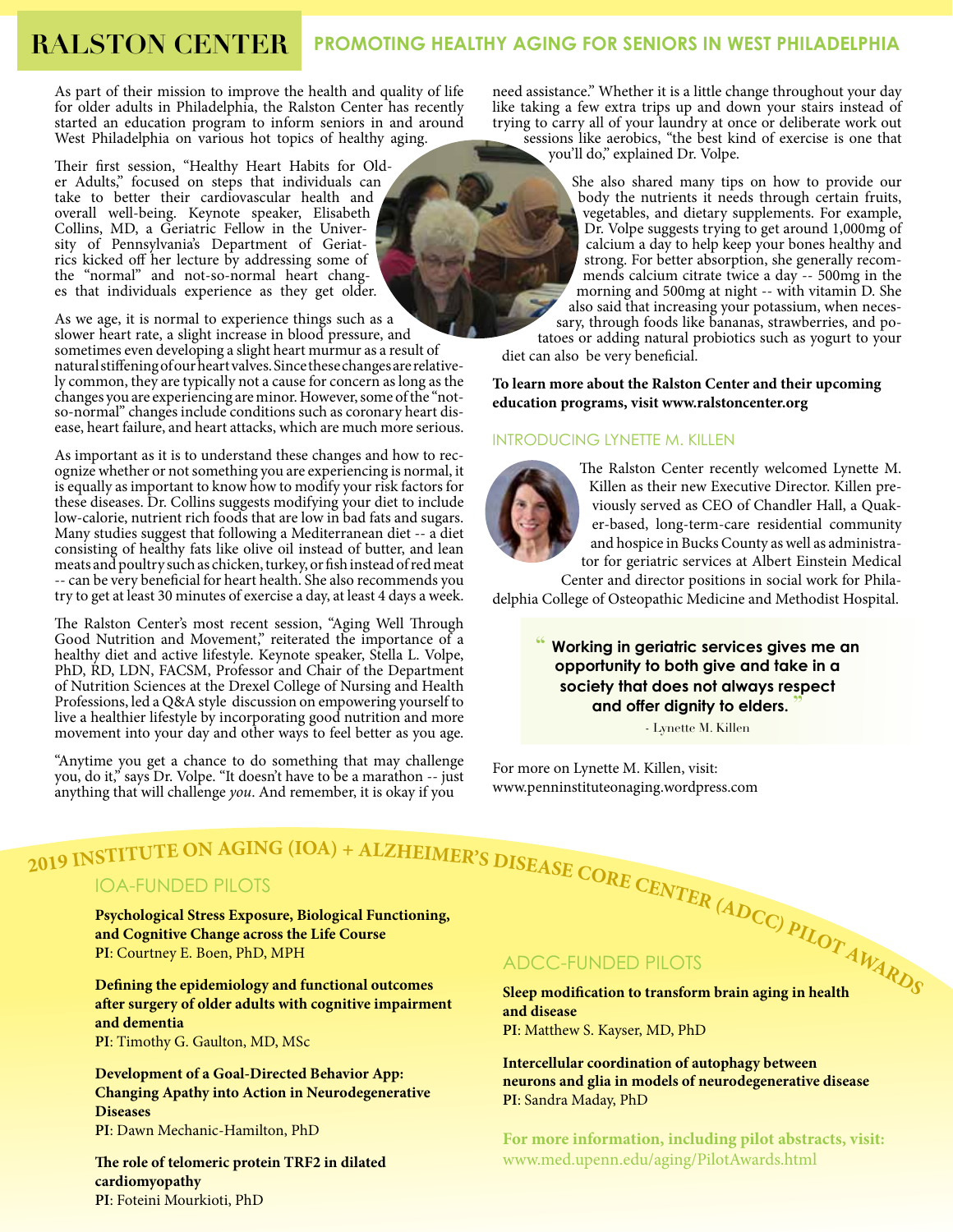# RALSTON CENTER

## PROMOTING HEALTHY AGING FOR SENIORS IN WEST PHILADELPHIA

As part of their mission to improve the health and quality of life for older adults in Philadelphia, the Ralston Center has recently started an education program to inform seniors in and around West Philadelphia on various hot topics of healthy aging.

Their first session, "Healthy Heart Habits for Older Adults," focused on steps that individuals can take to better their cardiovascular health and overall well-being. Keynote speaker, Elisabeth Collins, MD, a Geriatric Fellow in the University of Pennsylvania's Department of Geriatrics kicked off her lecture by addressing some of the "normal" and not-so-normal heart changes that individuals experience as they get older.

As we age, it is normal to experience things such as a slower heart rate, a slight increase in blood pressure, and sometimes even developing a slight heart murmur as a result of natural stiffening of our heart valves. Since these changes are relatively common, they are typically not a cause for concern as long as the changes you are experiencing are minor. However, some of the "not-so-normal" changes include conditions such as coronary heart disease, heart failure, and heart attacks, which are much more serious.

As important as it is to understand these changes and how to recognize whether or not something you are experiencing is normal, it is equally as important to know how to modify your risk factors for these diseases. Dr. Collins suggests modifying your diet to include low-calorie, nutrient rich foods that are low in bad fats and sugars. Many studies suggest that following a Mediterranean diet -- a diet consisting of healthy fats like olive oil instead of butter, and lean meats and poultry such as chicken, turkey, or fish instead of red meat -- can be very beneficial for heart health. She also recommends you try to get at least 30 minutes of exercise a day, at least 4 days a week.

The Ralston Center's most recent session, "Aging Well Through Good Nutrition and Movement," reiterated the importance of a healthy diet and active lifestyle. Keynote speaker, Stella L. Volpe, PhD, RD, LDN, FACSM, Professor and Chair of the Department of Nutrition Sciences at the Drexel College of Nursing and Health Professions, led a Q&A style discussion on empowering yourself to live a healthier lifestyle by incorporating good nutrition and more movement into your day and other ways to feel better as you age.

"Anytime you get a chance to do something that may challenge you, do it," says Dr. Volpe. "It doesn't have to be a marathon -- just anything that will challenge *you*. And remember, it is okay if you need assistance." Whether it is a little change throughout your day like taking a few extra trips up and down your stairs instead of trying to carry all of your laundry at once or deliberate work out sessions like aerobics, "the best kind of exercise is one that you'll do," explained Dr. Volpe.

She also shared many tips on how to provide our body the nutrients it needs through certain fruits, vegetables, and dietary supplements. For example, Dr. Volpe suggests trying to get around 1,000mg of calcium a day to help keep your bones healthy and strong. For better absorption, she generally recommends calcium citrate twice a day -- 500mg in the morning and 500mg at night -- with vitamin D. She also said that increasing your potassium, when necessary, through foods like bananas, strawberries, and potatoes or adding natural probiotics such as yogurt to your diet can also be very beneficial.

**To learn more about the Ralston Center and their upcoming education programs, visit www.ralstoncenter.org**

### INTRODUCING LYNETTE M. KILLEN

The Ralston Center recently welcomed Lynette M. Killen as their new Executive Director. Killen previously served as CEO of Chandler Hall, a Quaker-based, long-term-care residential community and hospice in Bucks County as well as administrator for geriatric services at Albert Einstein Medical Center and director positions in social work for Philadelphia College of Osteopathic Medicine and Methodist Hospital.

> **"Working in geriatric services gives me an opportunity to both give and take in a society that does not always respect and offer dignity to elders."**
>
> - Lynette M. Killen

For more on Lynette M. Killen, visit: www.penninstituteonaging.wordpress.com

# 2019 INSTITUTE ON AGING (IOA) + ALZHEIMER'S DISEASE CORE CENTER (ADCC) PILOT AWARDS

### IOA-FUNDED PILOTS

**Psychological Stress Exposure, Biological Functioning, and Cognitive Change across the Life Course**
**PI**: Courtney E. Boen, PhD, MPH

**Defining the epidemiology and functional outcomes after surgery of older adults with cognitive impairment and dementia**
**PI**: Timothy G. Gaulton, MD, MSc

**Development of a Goal-Directed Behavior App: Changing Apathy into Action in Neurodegenerative Diseases**
**PI**: Dawn Mechanic-Hamilton, PhD

**The role of telomeric protein TRF2 in dilated cardiomyopathy**
**PI**: Foteini Mourkioti, PhD

### ADCC-FUNDED PILOTS

**Sleep modification to transform brain aging in health and disease**
**PI**: Matthew S. Kayser, MD, PhD

**Intercellular coordination of autophagy between neurons and glia in models of neurodegenerative disease**
**PI**: Sandra Maday, PhD

**For more information, including pilot abstracts, visit:** www.med.upenn.edu/aging/PilotAwards.html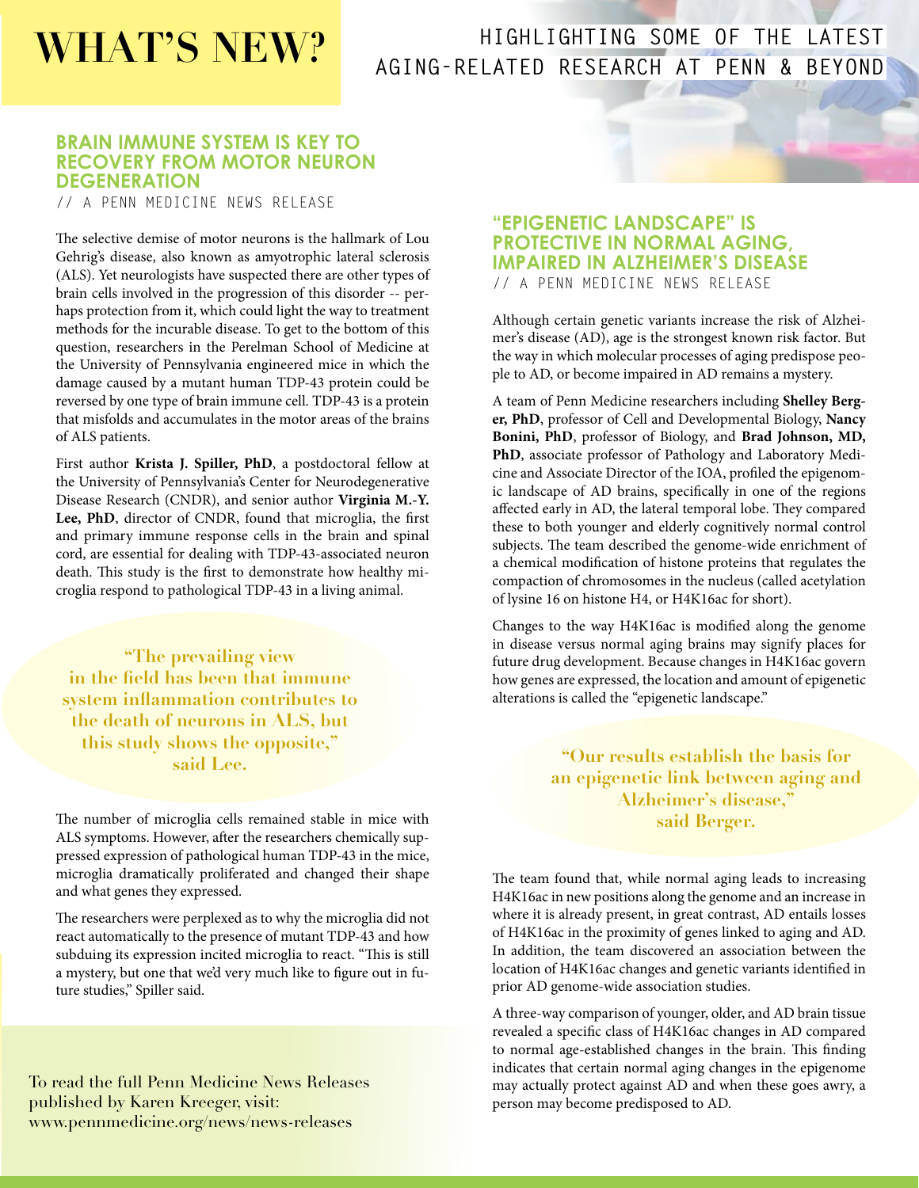# WHAT'S NEW?

HIGHLIGHTING SOME OF THE LATEST AGING-RELATED RESEARCH AT PENN & BEYOND

## BRAIN IMMUNE SYSTEM IS KEY TO RECOVERY FROM MOTOR NEURON DEGENERATION

// A PENN MEDICINE NEWS RELEASE

The selective demise of motor neurons is the hallmark of Lou Gehrig's disease, also known as amyotrophic lateral sclerosis (ALS). Yet neurologists have suspected there are other types of brain cells involved in the progression of this disorder -- perhaps protection from it, which could light the way to treatment methods for the incurable disease. To get to the bottom of this question, researchers in the Perelman School of Medicine at the University of Pennsylvania engineered mice in which the damage caused by a mutant human TDP-43 protein could be reversed by one type of brain immune cell. TDP-43 is a protein that misfolds and accumulates in the motor areas of the brains of ALS patients.

First author **Krista J. Spiller, PhD**, a postdoctoral fellow at the University of Pennsylvania's Center for Neurodegenerative Disease Research (CNDR), and senior author **Virginia M.-Y. Lee, PhD**, director of CNDR, found that microglia, the first and primary immune response cells in the brain and spinal cord, are essential for dealing with TDP-43-associated neuron death. This study is the first to demonstrate how healthy microglia respond to pathological TDP-43 in a living animal.

**"The prevailing view in the field has been that immune system inflammation contributes to the death of neurons in ALS, but this study shows the opposite," said Lee.**

The number of microglia cells remained stable in mice with ALS symptoms. However, after the researchers chemically suppressed expression of pathological human TDP-43 in the mice, microglia dramatically proliferated and changed their shape and what genes they expressed.

The researchers were perplexed as to why the microglia did not react automatically to the presence of mutant TDP-43 and how subduing its expression incited microglia to react. "This is still a mystery, but one that we'd very much like to figure out in future studies," Spiller said.

To read the full Penn Medicine News Releases published by Karen Kreeger, visit: www.pennmedicine.org/news/news-releases

## "EPIGENETIC LANDSCAPE" IS PROTECTIVE IN NORMAL AGING, IMPAIRED IN ALZHEIMER'S DISEASE

// A PENN MEDICINE NEWS RELEASE

Although certain genetic variants increase the risk of Alzheimer's disease (AD), age is the strongest known risk factor. But the way in which molecular processes of aging predispose people to AD, or become impaired in AD remains a mystery.

A team of Penn Medicine researchers including **Shelley Berger, PhD**, professor of Cell and Developmental Biology, **Nancy Bonini, PhD**, professor of Biology, and **Brad Johnson, MD, PhD**, associate professor of Pathology and Laboratory Medicine and Associate Director of the IOA, profiled the epigenomic landscape of AD brains, specifically in one of the regions affected early in AD, the lateral temporal lobe. They compared these to both younger and elderly cognitively normal control subjects. The team described the genome-wide enrichment of a chemical modification of histone proteins that regulates the compaction of chromosomes in the nucleus (called acetylation of lysine 16 on histone H4, or H4K16ac for short).

Changes to the way H4K16ac is modified along the genome in disease versus normal aging brains may signify places for future drug development. Because changes in H4K16ac govern how genes are expressed, the location and amount of epigenetic alterations is called the "epigenetic landscape."

**"Our results establish the basis for an epigenetic link between aging and Alzheimer's disease," said Berger.**

The team found that, while normal aging leads to increasing H4K16ac in new positions along the genome and an increase in where it is already present, in great contrast, AD entails losses of H4K16ac in the proximity of genes linked to aging and AD. In addition, the team discovered an association between the location of H4K16ac changes and genetic variants identified in prior AD genome-wide association studies.

A three-way comparison of younger, older, and AD brain tissue revealed a specific class of H4K16ac changes in AD compared to normal age-established changes in the brain. This finding indicates that certain normal aging changes in the epigenome may actually protect against AD and when these goes awry, a person may become predisposed to AD.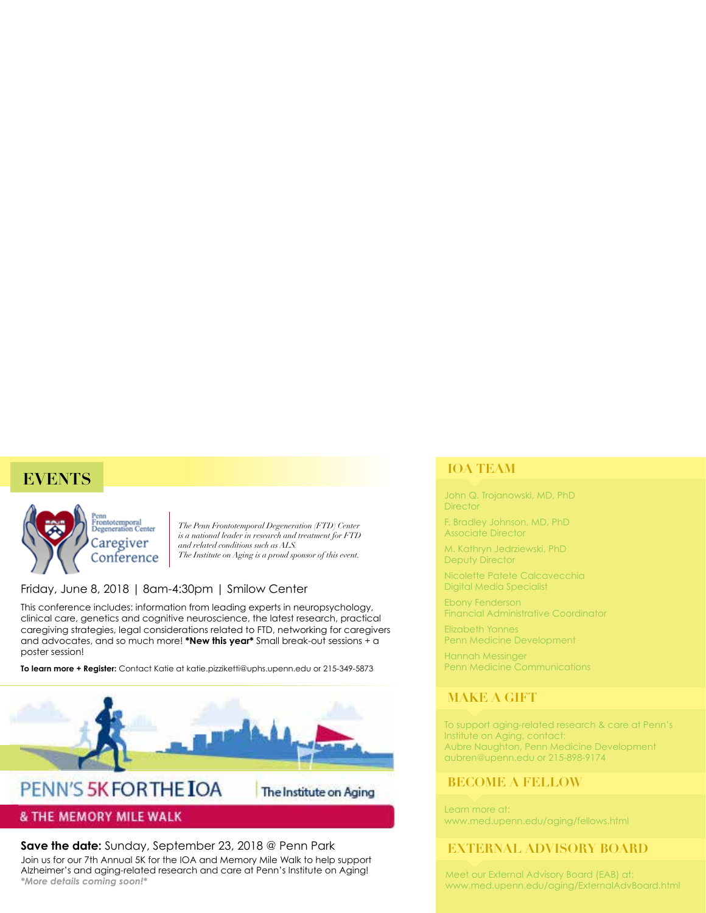## EVENTS

Penn Frontotemporal Degeneration Center
Caregiver Conference

*The Penn Frontotemporal Degeneration (FTD) Center is a national leader in research and treatment for FTD and related conditions such as ALS.*
*The Institute on Aging is a proud sponsor of this event.*

Friday, June 8, 2018 | 8am-4:30pm | Smilow Center

This conference includes: information from leading experts in neuropsychology, clinical care, genetics and cognitive neuroscience, the latest research, practical caregiving strategies, legal considerations related to FTD, networking for caregivers and advocates, and so much more! **\*New this year\*** Small break-out sessions + a poster session!

**To learn more + Register:** Contact Katie at katie.pizziketti@uphs.upenn.edu or 215-349-5873

PENN'S 5K FOR THE IOA
The Institute on Aging
& THE MEMORY MILE WALK

**Save the date:** Sunday, September 23, 2018 @ Penn Park

Join us for our 7th Annual 5K for the IOA and Memory Mile Walk to help support Alzheimer's and aging-related research and care at Penn's Institute on Aging!
***More details coming soon!***

## IOA TEAM

John Q. Trojanowski, MD, PhD
Director

F. Bradley Johnson, MD, PhD
Associate Director

M. Kathryn Jedrziewski, PhD
Deputy Director

Nicolette Patete Calcavecchia
Digital Media Specialist

Ebony Fenderson
Financial Administrative Coordinator

Elizabeth Yannes
Penn Medicine Development

Hannah Messinger
Penn Medicine Communications

## MAKE A GIFT

To support aging-related research & care at Penn's Institute on Aging, contact:
Aubre Naughton, Penn Medicine Development
aubren@upenn.edu or 215-898-9174

## BECOME A FELLOW

Learn more at:
www.med.upenn.edu/aging/fellows.html

## EXTERNAL ADVISORY BOARD

Meet our External Advisory Board (EAB) at:
www.med.upenn.edu/aging/ExternalAdvBoard.html